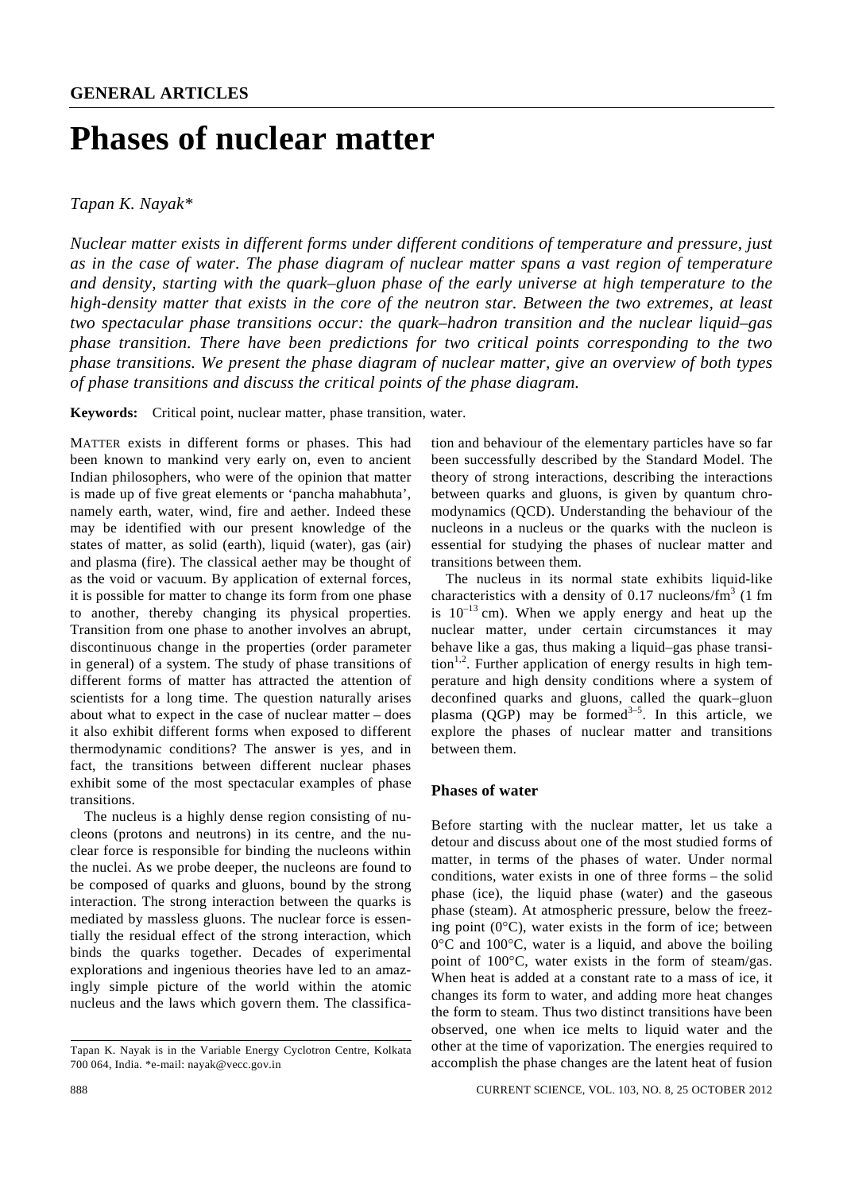GENERAL ARTICLES

# Phases of nuclear matter

*Tapan K. Nayak**

*Nuclear matter exists in different forms under different conditions of temperature and pressure, just as in the case of water. The phase diagram of nuclear matter spans a vast region of temperature and density, starting with the quark–gluon phase of the early universe at high temperature to the high-density matter that exists in the core of the neutron star. Between the two extremes, at least two spectacular phase transitions occur: the quark–hadron transition and the nuclear liquid–gas phase transition. There have been predictions for two critical points corresponding to the two phase transitions. We present the phase diagram of nuclear matter, give an overview of both types of phase transitions and discuss the critical points of the phase diagram.*

**Keywords:** Critical point, nuclear matter, phase transition, water.

MATTER exists in different forms or phases. This had been known to mankind very early on, even to ancient Indian philosophers, who were of the opinion that matter is made up of five great elements or 'pancha mahabhuta', namely earth, water, wind, fire and aether. Indeed these may be identified with our present knowledge of the states of matter, as solid (earth), liquid (water), gas (air) and plasma (fire). The classical aether may be thought of as the void or vacuum. By application of external forces, it is possible for matter to change its form from one phase to another, thereby changing its physical properties. Transition from one phase to another involves an abrupt, discontinuous change in the properties (order parameter in general) of a system. The study of phase transitions of different forms of matter has attracted the attention of scientists for a long time. The question naturally arises about what to expect in the case of nuclear matter – does it also exhibit different forms when exposed to different thermodynamic conditions? The answer is yes, and in fact, the transitions between different nuclear phases exhibit some of the most spectacular examples of phase transitions.

The nucleus is a highly dense region consisting of nucleons (protons and neutrons) in its centre, and the nuclear force is responsible for binding the nucleons within the nuclei. As we probe deeper, the nucleons are found to be composed of quarks and gluons, bound by the strong interaction. The strong interaction between the quarks is mediated by massless gluons. The nuclear force is essentially the residual effect of the strong interaction, which binds the quarks together. Decades of experimental explorations and ingenious theories have led to an amazingly simple picture of the world within the atomic nucleus and the laws which govern them. The classification and behaviour of the elementary particles have so far been successfully described by the Standard Model. The theory of strong interactions, describing the interactions between quarks and gluons, is given by quantum chromodynamics (QCD). Understanding the behaviour of the nucleons in a nucleus or the quarks with the nucleon is essential for studying the phases of nuclear matter and transitions between them.

The nucleus in its normal state exhibits liquid-like characteristics with a density of 0.17 nucleons/$fm^3$ (1 fm is $10^{-13}$ cm). When we apply energy and heat up the nuclear matter, under certain circumstances it may behave like a gas, thus making a liquid–gas phase transition[1,2]. Further application of energy results in high temperature and high density conditions where a system of deconfined quarks and gluons, called the quark–gluon plasma (QGP) may be formed[3–5]. In this article, we explore the phases of nuclear matter and transitions between them.

## Phases of water

Before starting with the nuclear matter, let us take a detour and discuss about one of the most studied forms of matter, in terms of the phases of water. Under normal conditions, water exists in one of three forms – the solid phase (ice), the liquid phase (water) and the gaseous phase (steam). At atmospheric pressure, below the freezing point (0°C), water exists in the form of ice; between 0°C and 100°C, water is a liquid, and above the boiling point of 100°C, water exists in the form of steam/gas. When heat is added at a constant rate to a mass of ice, it changes its form to water, and adding more heat changes the form to steam. Thus two distinct transitions have been observed, one when ice melts to liquid water and the other at the time of vaporization. The energies required to accomplish the phase changes are the latent heat of fusion

Tapan K. Nayak is in the Variable Energy Cyclotron Centre, Kolkata 700 064, India. *e-mail: nayak@vecc.gov.in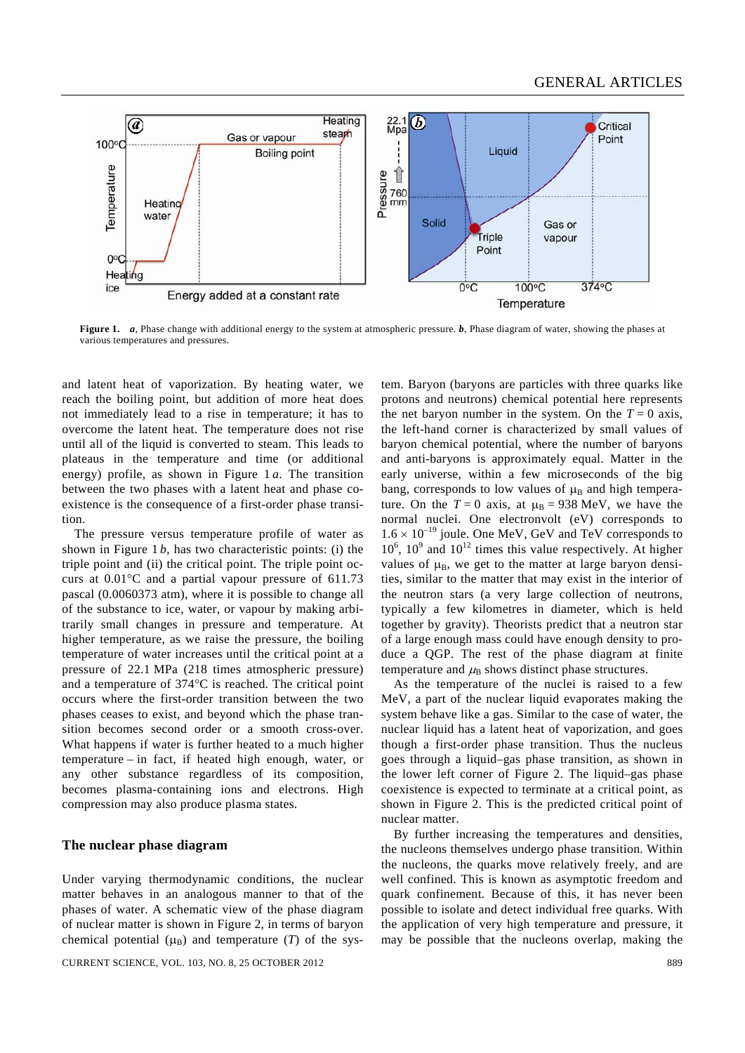**Figure 1.** ***a***, Phase change with additional energy to the system at atmospheric pressure. ***b***, Phase diagram of water, showing the phases at various temperatures and pressures.

and latent heat of vaporization. By heating water, we reach the boiling point, but addition of more heat does not immediately lead to a rise in temperature; it has to overcome the latent heat. The temperature does not rise until all of the liquid is converted to steam. This leads to plateaus in the temperature and time (or additional energy) profile, as shown in Figure 1 *a*. The transition between the two phases with a latent heat and phase coexistence is the consequence of a first-order phase transition.

The pressure versus temperature profile of water as shown in Figure 1 *b*, has two characteristic points: (i) the triple point and (ii) the critical point. The triple point occurs at 0.01°C and a partial vapour pressure of 611.73 pascal (0.0060373 atm), where it is possible to change all of the substance to ice, water, or vapour by making arbitrarily small changes in pressure and temperature. At higher temperature, as we raise the pressure, the boiling temperature of water increases until the critical point at a pressure of 22.1 MPa (218 times atmospheric pressure) and a temperature of 374°C is reached. The critical point occurs where the first-order transition between the two phases ceases to exist, and beyond which the phase transition becomes second order or a smooth cross-over. What happens if water is further heated to a much higher temperature – in fact, if heated high enough, water, or any other substance regardless of its composition, becomes plasma-containing ions and electrons. High compression may also produce plasma states.

## The nuclear phase diagram

Under varying thermodynamic conditions, the nuclear matter behaves in an analogous manner to that of the phases of water. A schematic view of the phase diagram of nuclear matter is shown in Figure 2, in terms of baryon chemical potential ($\mu_B$) and temperature ($T$) of the system. Baryon (baryons are particles with three quarks like protons and neutrons) chemical potential here represents the net baryon number in the system. On the $T = 0$ axis, the left-hand corner is characterized by small values of baryon chemical potential, where the number of baryons and anti-baryons is approximately equal. Matter in the early universe, within a few microseconds of the big bang, corresponds to low values of $\mu_B$ and high temperature. On the $T = 0$ axis, at $\mu_B = 938$ MeV, we have the normal nuclei. One electronvolt (eV) corresponds to $1.6 \times 10^{-19}$ joule. One MeV, GeV and TeV corresponds to $10^6$, $10^9$ and $10^{12}$ times this value respectively. At higher values of $\mu_B$, we get to the matter at large baryon densities, similar to the matter that may exist in the interior of the neutron stars (a very large collection of neutrons, typically a few kilometres in diameter, which is held together by gravity). Theorists predict that a neutron star of a large enough mass could have enough density to produce a QGP. The rest of the phase diagram at finite temperature and $\mu_B$ shows distinct phase structures.

As the temperature of the nuclei is raised to a few MeV, a part of the nuclear liquid evaporates making the system behave like a gas. Similar to the case of water, the nuclear liquid has a latent heat of vaporization, and goes though a first-order phase transition. Thus the nucleus goes through a liquid–gas phase transition, as shown in the lower left corner of Figure 2. The liquid–gas phase coexistence is expected to terminate at a critical point, as shown in Figure 2. This is the predicted critical point of nuclear matter.

By further increasing the temperatures and densities, the nucleons themselves undergo phase transition. Within the nucleons, the quarks move relatively freely, and are well confined. This is known as asymptotic freedom and quark confinement. Because of this, it has never been possible to isolate and detect individual free quarks. With the application of very high temperature and pressure, it may be possible that the nucleons overlap, making the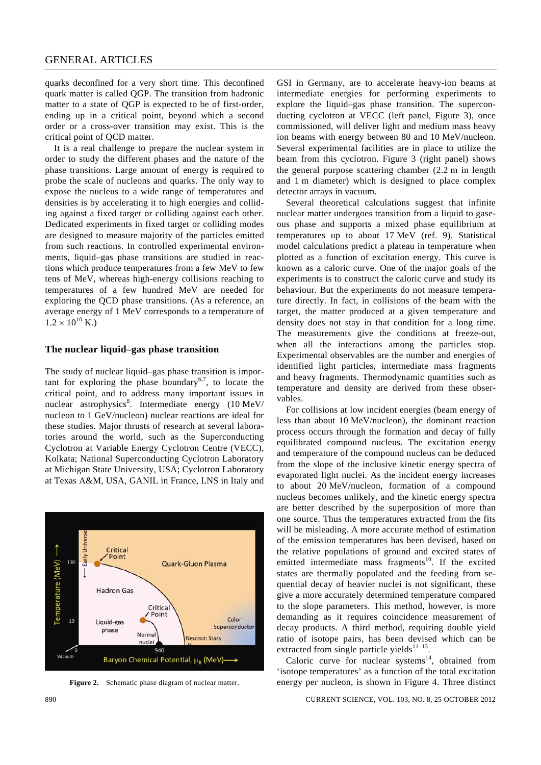quarks deconfined for a very short time. This deconfined quark matter is called QGP. The transition from hadronic matter to a state of QGP is expected to be of first-order, ending up in a critical point, beyond which a second order or a cross-over transition may exist. This is the critical point of QCD matter.

It is a real challenge to prepare the nuclear system in order to study the different phases and the nature of the phase transitions. Large amount of energy is required to probe the scale of nucleons and quarks. The only way to expose the nucleus to a wide range of temperatures and densities is by accelerating it to high energies and colliding against a fixed target or colliding against each other. Dedicated experiments in fixed target or colliding modes are designed to measure majority of the particles emitted from such reactions. In controlled experimental environments, liquid–gas phase transitions are studied in reactions which produce temperatures from a few MeV to few tens of MeV, whereas high-energy collisions reaching to temperatures of a few hundred MeV are needed for exploring the QCD phase transitions. (As a reference, an average energy of 1 MeV corresponds to a temperature of $1.2 \times 10^{10}$ K.)

## The nuclear liquid–gas phase transition

The study of nuclear liquid–gas phase transition is important for exploring the phase boundary[6,7], to locate the critical point, and to address many important issues in nuclear astrophysics[8]. Intermediate energy (10 MeV/nucleon to 1 GeV/nucleon) nuclear reactions are ideal for these studies. Major thrusts of research at several laboratories around the world, such as the Superconducting Cyclotron at Variable Energy Cyclotron Centre (VECC), Kolkata; National Superconducting Cyclotron Laboratory at Michigan State University, USA; Cyclotron Laboratory at Texas A&M, USA, GANIL in France, LNS in Italy and GSI in Germany, are to accelerate heavy-ion beams at intermediate energies for performing experiments to explore the liquid–gas phase transition. The superconducting cyclotron at VECC (left panel, Figure 3), once commissioned, will deliver light and medium mass heavy ion beams with energy between 80 and 10 MeV/nucleon. Several experimental facilities are in place to utilize the beam from this cyclotron. Figure 3 (right panel) shows the general purpose scattering chamber (2.2 m in length and 1 m diameter) which is designed to place complex detector arrays in vacuum.

Figure 2. Schematic phase diagram of nuclear matter.

Several theoretical calculations suggest that infinite nuclear matter undergoes transition from a liquid to gaseous phase and supports a mixed phase equilibrium at temperatures up to about 17 MeV (ref. 9). Statistical model calculations predict a plateau in temperature when plotted as a function of excitation energy. This curve is known as a caloric curve. One of the major goals of the experiments is to construct the caloric curve and study its behaviour. But the experiments do not measure temperature directly. In fact, in collisions of the beam with the target, the matter produced at a given temperature and density does not stay in that condition for a long time. The measurements give the conditions at freeze-out, when all the interactions among the particles stop. Experimental observables are the number and energies of identified light particles, intermediate mass fragments and heavy fragments. Thermodynamic quantities such as temperature and density are derived from these observables.

For collisions at low incident energies (beam energy of less than about 10 MeV/nucleon), the dominant reaction process occurs through the formation and decay of fully equilibrated compound nucleus. The excitation energy and temperature of the compound nucleus can be deduced from the slope of the inclusive kinetic energy spectra of evaporated light nuclei. As the incident energy increases to about 20 MeV/nucleon, formation of a compound nucleus becomes unlikely, and the kinetic energy spectra are better described by the superposition of more than one source. Thus the temperatures extracted from the fits will be misleading. A more accurate method of estimation of the emission temperatures has been devised, based on the relative populations of ground and excited states of emitted intermediate mass fragments[10]. If the excited states are thermally populated and the feeding from sequential decay of heavier nuclei is not significant, these give a more accurately determined temperature compared to the slope parameters. This method, however, is more demanding as it requires coincidence measurement of decay products. A third method, requiring double yield ratio of isotope pairs, has been devised which can be extracted from single particle yields[11–13].

Caloric curve for nuclear systems[14], obtained from 'isotope temperatures' as a function of the total excitation energy per nucleon, is shown in Figure 4. Three distinct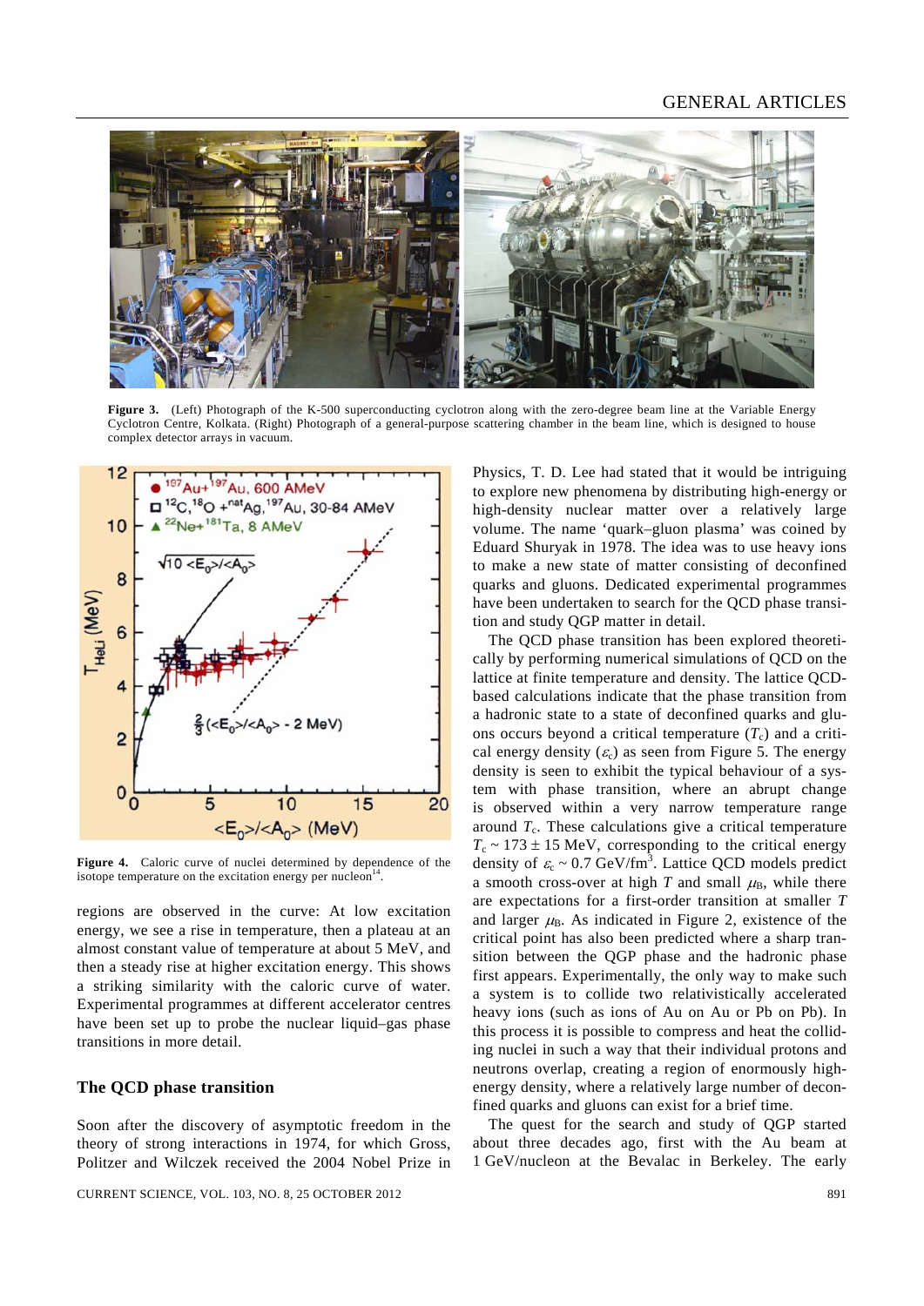**Figure 3.** (Left) Photograph of the K-500 superconducting cyclotron along with the zero-degree beam line at the Variable Energy Cyclotron Centre, Kolkata. (Right) Photograph of a general-purpose scattering chamber in the beam line, which is designed to house complex detector arrays in vacuum.

**Figure 4.** Caloric curve of nuclei determined by dependence of the isotope temperature on the excitation energy per nucleon[14].

regions are observed in the curve: At low excitation energy, we see a rise in temperature, then a plateau at an almost constant value of temperature at about 5 MeV, and then a steady rise at higher excitation energy. This shows a striking similarity with the caloric curve of water. Experimental programmes at different accelerator centres have been set up to probe the nuclear liquid–gas phase transitions in more detail.

## The QCD phase transition

Soon after the discovery of asymptotic freedom in the theory of strong interactions in 1974, for which Gross, Politzer and Wilczek received the 2004 Nobel Prize in Physics, T. D. Lee had stated that it would be intriguing to explore new phenomena by distributing high-energy or high-density nuclear matter over a relatively large volume. The name 'quark–gluon plasma' was coined by Eduard Shuryak in 1978. The idea was to use heavy ions to make a new state of matter consisting of deconfined quarks and gluons. Dedicated experimental programmes have been undertaken to search for the QCD phase transition and study QGP matter in detail.

The QCD phase transition has been explored theoretically by performing numerical simulations of QCD on the lattice at finite temperature and density. The lattice QCD-based calculations indicate that the phase transition from a hadronic state to a state of deconfined quarks and gluons occurs beyond a critical temperature ($T_c$) and a critical energy density ($\varepsilon_c$) as seen from Figure 5. The energy density is seen to exhibit the typical behaviour of a system with phase transition, where an abrupt change is observed within a very narrow temperature range around $T_c$. These calculations give a critical temperature $T_c \sim 173 \pm 15$ MeV, corresponding to the critical energy density of $\varepsilon_c \sim 0.7$ GeV/fm$^3$. Lattice QCD models predict a smooth cross-over at high $T$ and small $\mu_B$, while there are expectations for a first-order transition at smaller $T$ and larger $\mu_B$. As indicated in Figure 2, existence of the critical point has also been predicted where a sharp transition between the QGP phase and the hadronic phase first appears. Experimentally, the only way to make such a system is to collide two relativistically accelerated heavy ions (such as ions of Au on Au or Pb on Pb). In this process it is possible to compress and heat the colliding nuclei in such a way that their individual protons and neutrons overlap, creating a region of enormously high-energy density, where a relatively large number of deconfined quarks and gluons can exist for a brief time.

The quest for the search and study of QGP started about three decades ago, first with the Au beam at 1 GeV/nucleon at the Bevalac in Berkeley. The early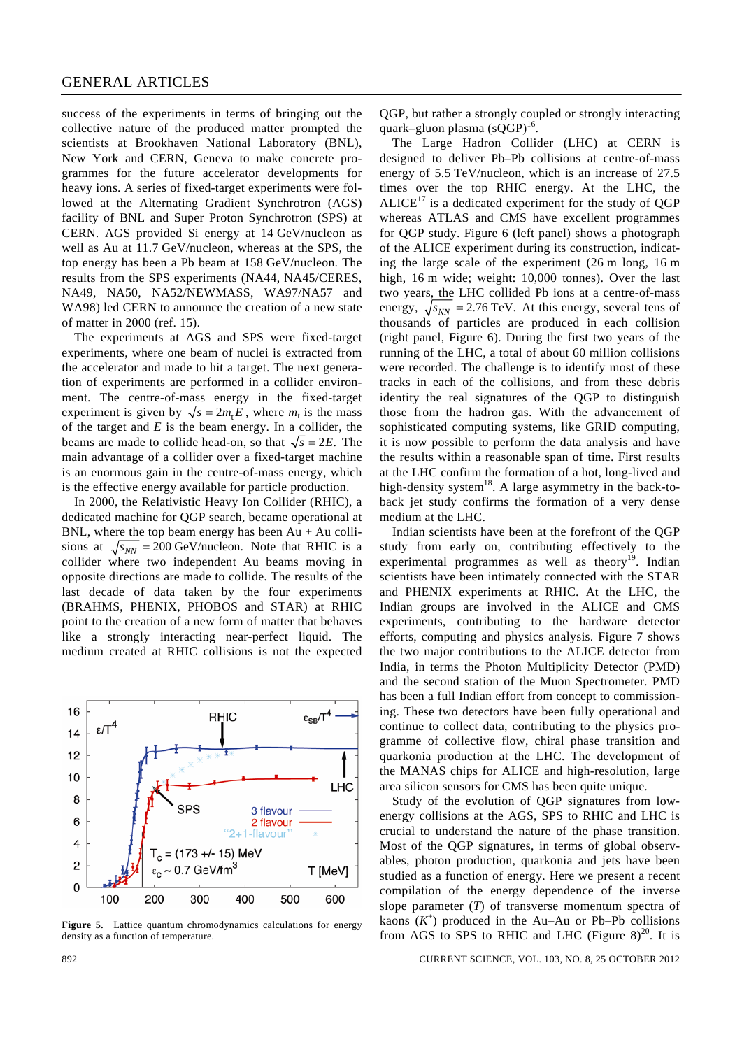success of the experiments in terms of bringing out the collective nature of the produced matter prompted the scientists at Brookhaven National Laboratory (BNL), New York and CERN, Geneva to make concrete programmes for the future accelerator developments for heavy ions. A series of fixed-target experiments were followed at the Alternating Gradient Synchrotron (AGS) facility of BNL and Super Proton Synchrotron (SPS) at CERN. AGS provided Si energy at 14 GeV/nucleon as well as Au at 11.7 GeV/nucleon, whereas at the SPS, the top energy has been a Pb beam at 158 GeV/nucleon. The results from the SPS experiments (NA44, NA45/CERES, NA49, NA50, NA52/NEWMASS, WA97/NA57 and WA98) led CERN to announce the creation of a new state of matter in 2000 (ref. 15).

The experiments at AGS and SPS were fixed-target experiments, where one beam of nuclei is extracted from the accelerator and made to hit a target. The next generation of experiments are performed in a collider environment. The centre-of-mass energy in the fixed-target experiment is given by $\sqrt{s} = 2m_t E$, where $m_t$ is the mass of the target and $E$ is the beam energy. In a collider, the beams are made to collide head-on, so that $\sqrt{s} = 2E$. The main advantage of a collider over a fixed-target machine is an enormous gain in the centre-of-mass energy, which is the effective energy available for particle production.

In 2000, the Relativistic Heavy Ion Collider (RHIC), a dedicated machine for QGP search, became operational at BNL, where the top beam energy has been Au + Au collisions at $\sqrt{s_{NN}} = 200$ GeV/nucleon. Note that RHIC is a collider where two independent Au beams moving in opposite directions are made to collide. The results of the last decade of data taken by the four experiments (BRAHMS, PHENIX, PHOBOS and STAR) at RHIC point to the creation of a new form of matter that behaves like a strongly interacting near-perfect liquid. The medium created at RHIC collisions is not the expected QGP, but rather a strongly coupled or strongly interacting quark–gluon plasma (sQGP)[16].

**Figure 5.** Lattice quantum chromodynamics calculations for energy density as a function of temperature.

The Large Hadron Collider (LHC) at CERN is designed to deliver Pb–Pb collisions at centre-of-mass energy of 5.5 TeV/nucleon, which is an increase of 27.5 times over the top RHIC energy. At the LHC, the ALICE[17] is a dedicated experiment for the study of QGP whereas ATLAS and CMS have excellent programmes for QGP study. Figure 6 (left panel) shows a photograph of the ALICE experiment during its construction, indicating the large scale of the experiment (26 m long, 16 m high, 16 m wide; weight: 10,000 tonnes). Over the last two years, the LHC collided Pb ions at a centre-of-mass energy, $\sqrt{s_{NN}} = 2.76$ TeV. At this energy, several tens of thousands of particles are produced in each collision (right panel, Figure 6). During the first two years of the running of the LHC, a total of about 60 million collisions were recorded. The challenge is to identify most of these tracks in each of the collisions, and from these debris identity the real signatures of the QGP to distinguish those from the hadron gas. With the advancement of sophisticated computing systems, like GRID computing, it is now possible to perform the data analysis and have the results within a reasonable span of time. First results at the LHC confirm the formation of a hot, long-lived and high-density system[18]. A large asymmetry in the back-to-back jet study confirms the formation of a very dense medium at the LHC.

Indian scientists have been at the forefront of the QGP study from early on, contributing effectively to the experimental programmes as well as theory[19]. Indian scientists have been intimately connected with the STAR and PHENIX experiments at RHIC. At the LHC, the Indian groups are involved in the ALICE and CMS experiments, contributing to the hardware detector efforts, computing and physics analysis. Figure 7 shows the two major contributions to the ALICE detector from India, in terms the Photon Multiplicity Detector (PMD) and the second station of the Muon Spectrometer. PMD has been a full Indian effort from concept to commissioning. These two detectors have been fully operational and continue to collect data, contributing to the physics programme of collective flow, chiral phase transition and quarkonia production at the LHC. The development of the MANAS chips for ALICE and high-resolution, large area silicon sensors for CMS has been quite unique.

Study of the evolution of QGP signatures from low-energy collisions at the AGS, SPS to RHIC and LHC is crucial to understand the nature of the phase transition. Most of the QGP signatures, in terms of global observables, photon production, quarkonia and jets have been studied as a function of energy. Here we present a recent compilation of the energy dependence of the inverse slope parameter ($T$) of transverse momentum spectra of kaons ($K^+$) produced in the Au–Au or Pb–Pb collisions from AGS to SPS to RHIC and LHC (Figure 8)[20]. It is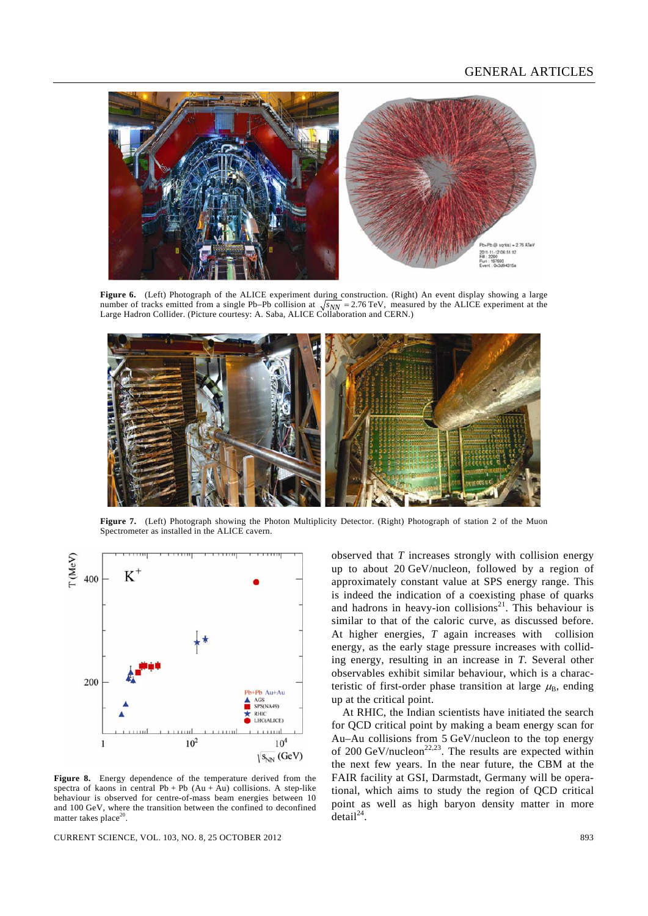**Figure 6.** (Left) Photograph of the ALICE experiment during construction. (Right) An event display showing a large number of tracks emitted from a single Pb–Pb collision at $\sqrt{s_{NN}} = 2.76$ TeV, measured by the ALICE experiment at the Large Hadron Collider. (Picture courtesy: A. Saba, ALICE Collaboration and CERN.)

**Figure 7.** (Left) Photograph showing the Photon Multiplicity Detector. (Right) Photograph of station 2 of the Muon Spectrometer as installed in the ALICE cavern.

**Figure 8.** Energy dependence of the temperature derived from the spectra of kaons in central Pb + Pb (Au + Au) collisions. A step-like behaviour is observed for centre-of-mass beam energies between 10 and 100 GeV, where the transition between the confined to deconfined matter takes place[20].

observed that $T$ increases strongly with collision energy up to about 20 GeV/nucleon, followed by a region of approximately constant value at SPS energy range. This is indeed the indication of a coexisting phase of quarks and hadrons in heavy-ion collisions[21]. This behaviour is similar to that of the caloric curve, as discussed before. At higher energies, $T$ again increases with collision energy, as the early stage pressure increases with colliding energy, resulting in an increase in $T$. Several other observables exhibit similar behaviour, which is a characteristic of first-order phase transition at large $\mu_B$, ending up at the critical point.

At RHIC, the Indian scientists have initiated the search for QCD critical point by making a beam energy scan for Au–Au collisions from 5 GeV/nucleon to the top energy of 200 GeV/nucleon[22,23]. The results are expected within the next few years. In the near future, the CBM at the FAIR facility at GSI, Darmstadt, Germany will be operational, which aims to study the region of QCD critical point as well as high baryon density matter in more detail[24].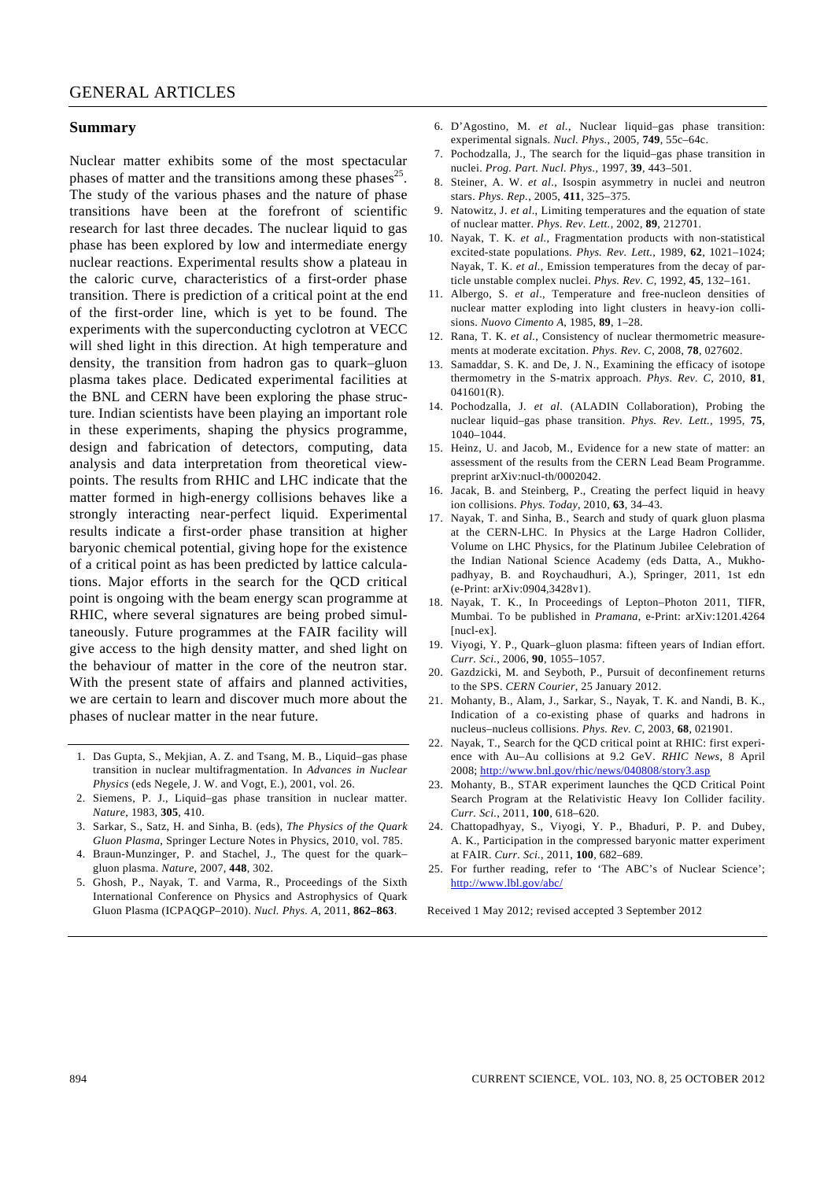## Summary

Nuclear matter exhibits some of the most spectacular phases of matter and the transitions among these phases[25]. The study of the various phases and the nature of phase transitions have been at the forefront of scientific research for last three decades. The nuclear liquid to gas phase has been explored by low and intermediate energy nuclear reactions. Experimental results show a plateau in the caloric curve, characteristics of a first-order phase transition. There is prediction of a critical point at the end of the first-order line, which is yet to be found. The experiments with the superconducting cyclotron at VECC will shed light in this direction. At high temperature and density, the transition from hadron gas to quark–gluon plasma takes place. Dedicated experimental facilities at the BNL and CERN have been exploring the phase structure. Indian scientists have been playing an important role in these experiments, shaping the physics programme, design and fabrication of detectors, computing, data analysis and data interpretation from theoretical viewpoints. The results from RHIC and LHC indicate that the matter formed in high-energy collisions behaves like a strongly interacting near-perfect liquid. Experimental results indicate a first-order phase transition at higher baryonic chemical potential, giving hope for the existence of a critical point as has been predicted by lattice calculations. Major efforts in the search for the QCD critical point is ongoing with the beam energy scan programme at RHIC, where several signatures are being probed simultaneously. Future programmes at the FAIR facility will give access to the high density matter, and shed light on the behaviour of matter in the core of the neutron star. With the present state of affairs and planned activities, we are certain to learn and discover much more about the phases of nuclear matter in the near future.

1. Das Gupta, S., Mekjian, A. Z. and Tsang, M. B., Liquid–gas phase transition in nuclear multifragmentation. In *Advances in Nuclear Physics* (eds Negele, J. W. and Vogt, E.), 2001, vol. 26.
2. Siemens, P. J., Liquid–gas phase transition in nuclear matter. *Nature*, 1983, **305**, 410.
3. Sarkar, S., Satz, H. and Sinha, B. (eds), *The Physics of the Quark Gluon Plasma*, Springer Lecture Notes in Physics, 2010, vol. 785.
4. Braun-Munzinger, P. and Stachel, J., The quest for the quark–gluon plasma. *Nature*, 2007, **448**, 302.
5. Ghosh, P., Nayak, T. and Varma, R., Proceedings of the Sixth International Conference on Physics and Astrophysics of Quark Gluon Plasma (ICPAQGP–2010). *Nucl. Phys. A*, 2011, **862–863**.
6. D'Agostino, M. *et al.*, Nuclear liquid–gas phase transition: experimental signals. *Nucl. Phys.*, 2005, **749**, 55c–64c.
7. Pochodzalla, J., The search for the liquid–gas phase transition in nuclei. *Prog. Part. Nucl. Phys.*, 1997, **39**, 443–501.
8. Steiner, A. W. *et al.*, Isospin asymmetry in nuclei and neutron stars. *Phys. Rep.*, 2005, **411**, 325–375.
9. Natowitz, J. *et al.*, Limiting temperatures and the equation of state of nuclear matter. *Phys. Rev. Lett.*, 2002, **89**, 212701.
10. Nayak, T. K. *et al.*, Fragmentation products with non-statistical excited-state populations. *Phys. Rev. Lett.*, 1989, **62**, 1021–1024; Nayak, T. K. *et al.*, Emission temperatures from the decay of particle unstable complex nuclei. *Phys. Rev. C*, 1992, **45**, 132–161.
11. Albergo, S. *et al.*, Temperature and free-nucleon densities of nuclear matter exploding into light clusters in heavy-ion collisions. *Nuovo Cimento A*, 1985, **89**, 1–28.
12. Rana, T. K. *et al.*, Consistency of nuclear thermometric measurements at moderate excitation. *Phys. Rev. C*, 2008, **78**, 027602.
13. Samaddar, S. K. and De, J. N., Examining the efficacy of isotope thermometry in the S-matrix approach. *Phys. Rev. C*, 2010, **81**, 041601(R).
14. Pochodzalla, J. *et al.* (ALADIN Collaboration), Probing the nuclear liquid–gas phase transition. *Phys. Rev. Lett.*, 1995, **75**, 1040–1044.
15. Heinz, U. and Jacob, M., Evidence for a new state of matter: an assessment of the results from the CERN Lead Beam Programme. preprint arXiv:nucl-th/0002042.
16. Jacak, B. and Steinberg, P., Creating the perfect liquid in heavy ion collisions. *Phys. Today*, 2010, **63**, 34–43.
17. Nayak, T. and Sinha, B., Search and study of quark gluon plasma at the CERN-LHC. In Physics at the Large Hadron Collider, Volume on LHC Physics, for the Platinum Jubilee Celebration of the Indian National Science Academy (eds Datta, A., Mukhopadhyay, B. and Roychaudhuri, A.), Springer, 2011, 1st edn (e-Print: arXiv:0904,3428v1).
18. Nayak, T. K., In Proceedings of Lepton–Photon 2011, TIFR, Mumbai. To be published in *Pramana*, e-Print: arXiv:1201.4264 [nucl-ex].
19. Viyogi, Y. P., Quark–gluon plasma: fifteen years of Indian effort. *Curr. Sci.*, 2006, **90**, 1055–1057.
20. Gazdzicki, M. and Seyboth, P., Pursuit of deconfinement returns to the SPS. *CERN Courier*, 25 January 2012.
21. Mohanty, B., Alam, J., Sarkar, S., Nayak, T. K. and Nandi, B. K., Indication of a co-existing phase of quarks and hadrons in nucleus–nucleus collisions. *Phys. Rev. C*, 2003, **68**, 021901.
22. Nayak, T., Search for the QCD critical point at RHIC: first experience with Au–Au collisions at 9.2 GeV. *RHIC News*, 8 April 2008; http://www.bnl.gov/rhic/news/040808/story3.asp
23. Mohanty, B., STAR experiment launches the QCD Critical Point Search Program at the Relativistic Heavy Ion Collider facility. *Curr. Sci.*, 2011, **100**, 618–620.
24. Chattopadhyay, S., Viyogi, Y. P., Bhaduri, P. P. and Dubey, A. K., Participation in the compressed baryonic matter experiment at FAIR. *Curr. Sci.*, 2011, **100**, 682–689.
25. For further reading, refer to 'The ABC's of Nuclear Science'; http://www.lbl.gov/abc/

Received 1 May 2012; revised accepted 3 September 2012